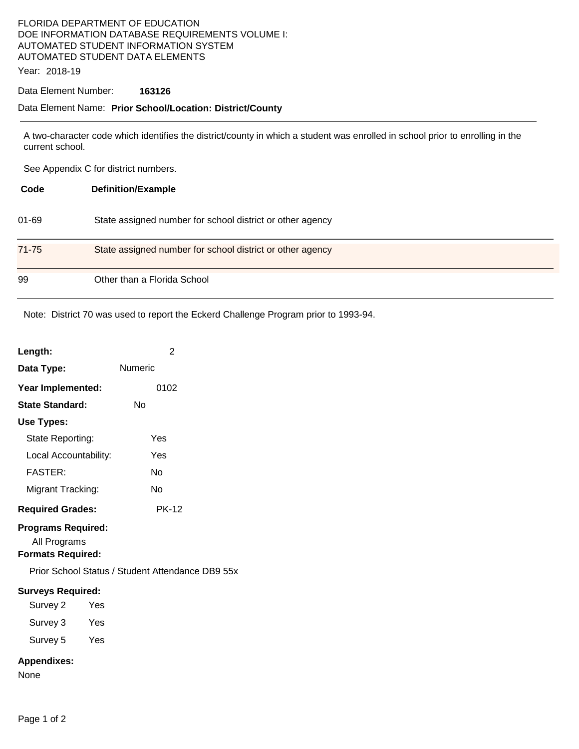FLORIDA DEPARTMENT OF EDUCATION
DOE INFORMATION DATABASE REQUIREMENTS VOLUME I:
AUTOMATED STUDENT INFORMATION SYSTEM
AUTOMATED STUDENT DATA ELEMENTS

Year: 2018-19

Data Element Number: **163126**

Data Element Name: **Prior School/Location: District/County**

---

A two-character code which identifies the district/county in which a student was enrolled in school prior to enrolling in the current school.

See Appendix C for district numbers.

| Code | Definition/Example |
|---|---|
| 01-69 | State assigned number for school district or other agency |
| 71-75 | State assigned number for school district or other agency |
| 99 | Other than a Florida School |

Note: District 70 was used to report the Eckerd Challenge Program prior to 1993-94.

**Length:** 2

**Data Type:** Numeric

**Year Implemented:** 0102

**State Standard:** No

**Use Types:**

- State Reporting: Yes
- Local Accountability: Yes
- FASTER: No
- Migrant Tracking: No

**Required Grades:** PK-12

**Programs Required:**

All Programs

**Formats Required:**

Prior School Status / Student Attendance DB9 55x

**Surveys Required:**

- Survey 2 Yes
- Survey 3 Yes
- Survey 5 Yes

**Appendixes:**

None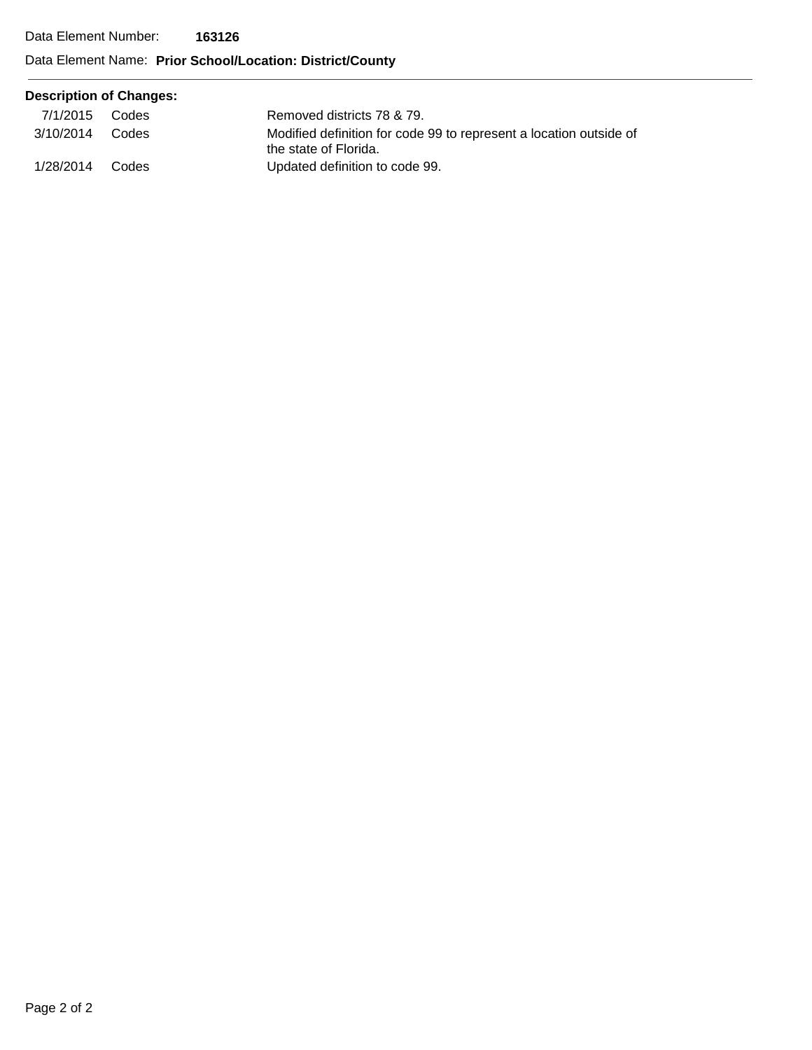Data Element Number: **163126**

Data Element Name: **Prior School/Location: District/County**

---

**Description of Changes:**

| | | |
|---|---|---|
| 7/1/2015 | Codes | Removed districts 78 & 79. |
| 3/10/2014 | Codes | Modified definition for code 99 to represent a location outside of the state of Florida. |
| 1/28/2014 | Codes | Updated definition to code 99. |